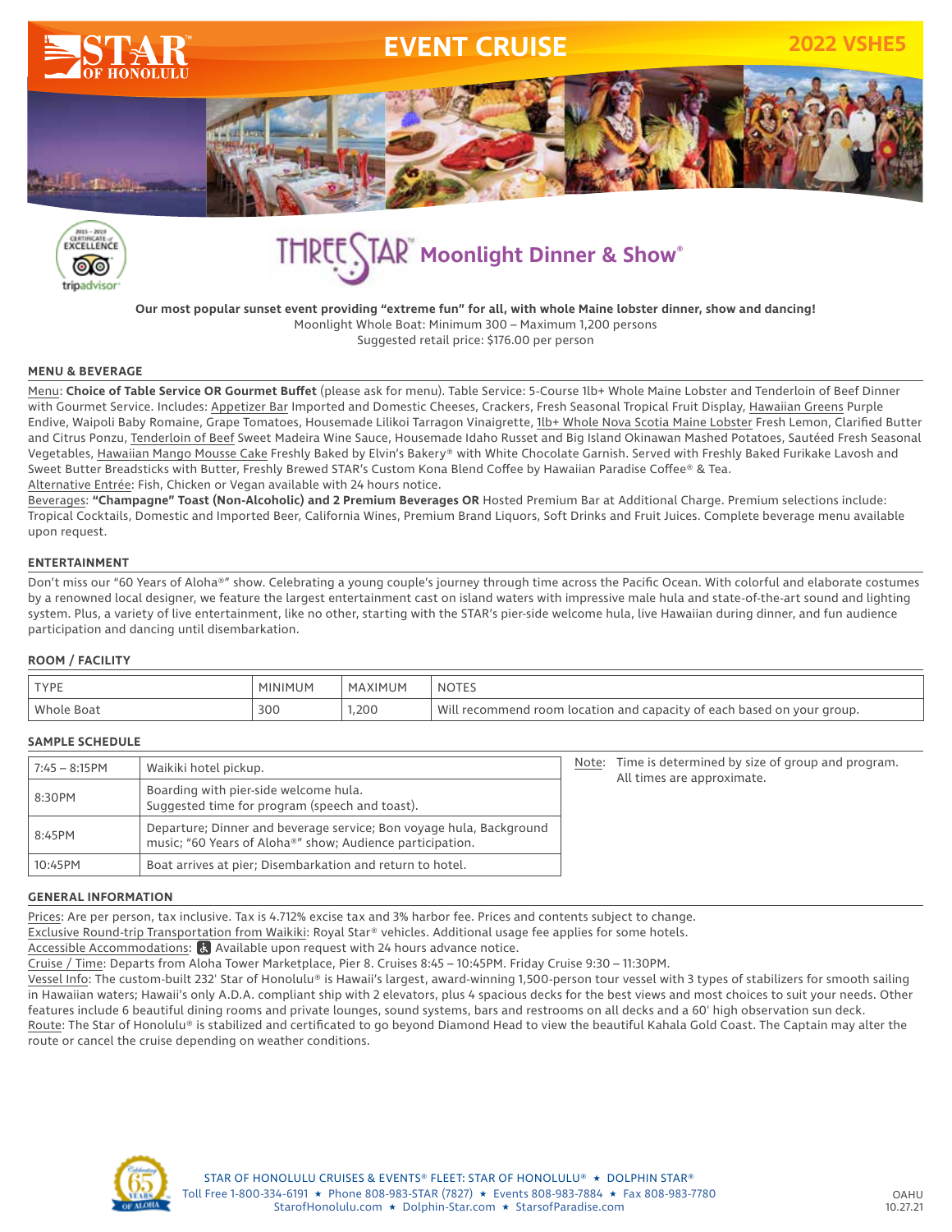# EVENT CRUISE

**2022 VSHE5**

## THREESTAR® Moonlight Dinner & Show®

**Our most popular sunset event providing "extreme fun" for all, with whole Maine lobster dinner, show and dancing!**
Moonlight Whole Boat: Minimum 300 – Maximum 1,200 persons
Suggested retail price: $176.00 per person

### MENU & BEVERAGE

Menu: **Choice of Table Service OR Gourmet Buffet** (please ask for menu). Table Service: 5-Course 1lb+ Whole Maine Lobster and Tenderloin of Beef Dinner with Gourmet Service. Includes: Appetizer Bar Imported and Domestic Cheeses, Crackers, Fresh Seasonal Tropical Fruit Display, Hawaiian Greens Purple Endive, Waipoli Baby Romaine, Grape Tomatoes, Housemade Lilikoi Tarragon Vinaigrette, 1lb+ Whole Nova Scotia Maine Lobster Fresh Lemon, Clarified Butter and Citrus Ponzu, Tenderloin of Beef Sweet Madeira Wine Sauce, Housemade Idaho Russet and Big Island Okinawan Mashed Potatoes, Sautéed Fresh Seasonal Vegetables, Hawaiian Mango Mousse Cake Freshly Baked by Elvin's Bakery® with White Chocolate Garnish. Served with Freshly Baked Furikake Lavosh and Sweet Butter Breadsticks with Butter, Freshly Brewed STAR's Custom Kona Blend Coffee by Hawaiian Paradise Coffee® & Tea.
Alternative Entrée: Fish, Chicken or Vegan available with 24 hours notice.
Beverages: **"Champagne" Toast (Non-Alcoholic) and 2 Premium Beverages OR** Hosted Premium Bar at Additional Charge. Premium selections include: Tropical Cocktails, Domestic and Imported Beer, California Wines, Premium Brand Liquors, Soft Drinks and Fruit Juices. Complete beverage menu available upon request.

### ENTERTAINMENT

Don't miss our "60 Years of Aloha®" show. Celebrating a young couple's journey through time across the Pacific Ocean. With colorful and elaborate costumes by a renowned local designer, we feature the largest entertainment cast on island waters with impressive male hula and state-of-the-art sound and lighting system. Plus, a variety of live entertainment, like no other, starting with the STAR's pier-side welcome hula, live Hawaiian during dinner, and fun audience participation and dancing until disembarkation.

### ROOM / FACILITY

| TYPE | MINIMUM | MAXIMUM | NOTES |
|---|---|---|---|
| Whole Boat | 300 | 1,200 | Will recommend room location and capacity of each based on your group. |

### SAMPLE SCHEDULE

| | |
|---|---|
| 7:45 – 8:15PM | Waikiki hotel pickup. |
| 8:30PM | Boarding with pier-side welcome hula. Suggested time for program (speech and toast). |
| 8:45PM | Departure; Dinner and beverage service; Bon voyage hula, Background music; "60 Years of Aloha®" show; Audience participation. |
| 10:45PM | Boat arrives at pier; Disembarkation and return to hotel. |

Note: Time is determined by size of group and program. All times are approximate.

### GENERAL INFORMATION

Prices: Are per person, tax inclusive. Tax is 4.712% excise tax and 3% harbor fee. Prices and contents subject to change.
Exclusive Round-trip Transportation from Waikiki: Royal Star® vehicles. Additional usage fee applies for some hotels.
Accessible Accommodations: Available upon request with 24 hours advance notice.
Cruise / Time: Departs from Aloha Tower Marketplace, Pier 8. Cruises 8:45 – 10:45PM. Friday Cruise 9:30 – 11:30PM.
Vessel Info: The custom-built 232' Star of Honolulu® is Hawaii's largest, award-winning 1,500-person tour vessel with 3 types of stabilizers for smooth sailing in Hawaiian waters; Hawaii's only A.D.A. compliant ship with 2 elevators, plus 4 spacious decks for the best views and most choices to suit your needs. Other features include 6 beautiful dining rooms and private lounges, sound systems, bars and restrooms on all decks and a 60' high observation sun deck.
Route: The Star of Honolulu® is stabilized and certificated to go beyond Diamond Head to view the beautiful Kahala Gold Coast. The Captain may alter the route or cancel the cruise depending on weather conditions.

STAR OF HONOLULU CRUISES & EVENTS® FLEET: STAR OF HONOLULU® ★ DOLPHIN STAR®
Toll Free 1-800-334-6191 ★ Phone 808-983-STAR (7827) ★ Events 808-983-7884 ★ Fax 808-983-7780
StarofHonolulu.com ★ Dolphin-Star.com ★ StarsofParadise.com

OAHU
10.27.21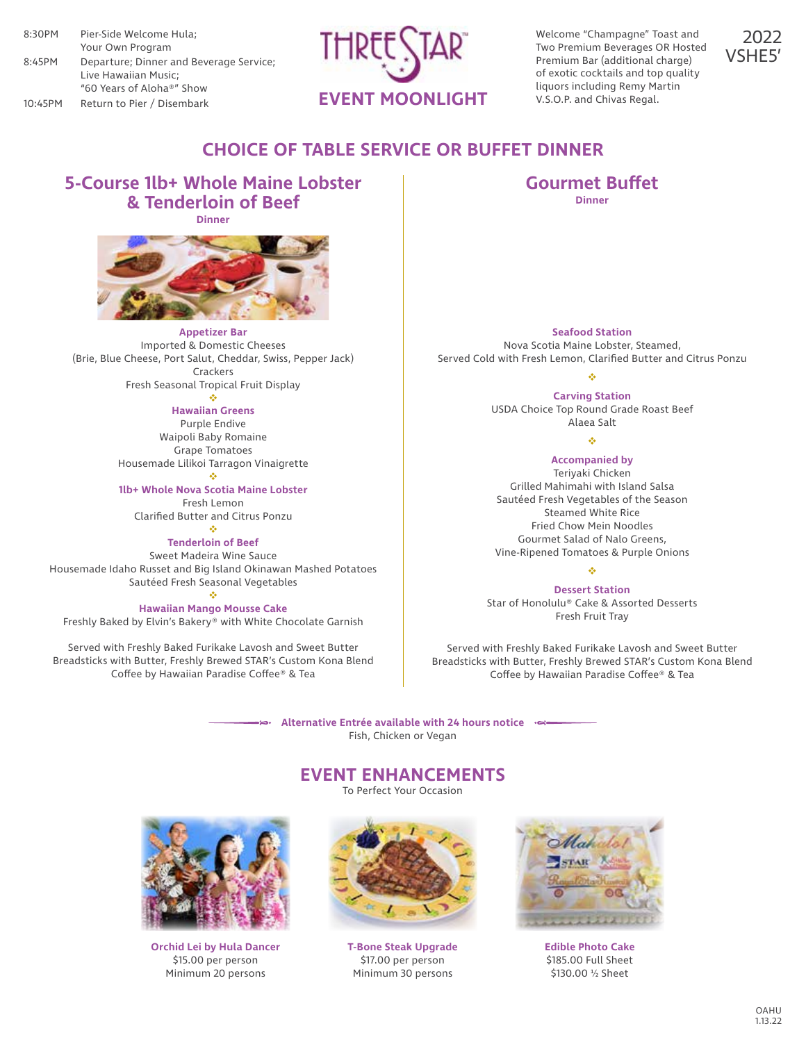| | |
|---|---|
| 8:30PM | Pier-Side Welcome Hula; Your Own Program |
| 8:45PM | Departure; Dinner and Beverage Service; Live Hawaiian Music; "60 Years of Aloha®" Show |
| 10:45PM | Return to Pier / Disembark |

THREE STAR

# EVENT MOONLIGHT

Welcome "Champagne" Toast and Two Premium Beverages OR Hosted Premium Bar (additional charge) of exotic cocktails and top quality liquors including Remy Martin V.S.O.P. and Chivas Regal.

2022
VSHE5'

## CHOICE OF TABLE SERVICE OR BUFFET DINNER

### 5-Course 1lb+ Whole Maine Lobster & Tenderloin of Beef

**Dinner**

**Appetizer Bar**
Imported & Domestic Cheeses
(Brie, Blue Cheese, Port Salut, Cheddar, Swiss, Pepper Jack)
Crackers
Fresh Seasonal Tropical Fruit Display

**Hawaiian Greens**
Purple Endive
Waipoli Baby Romaine
Grape Tomatoes
Housemade Lilikoi Tarragon Vinaigrette

**1lb+ Whole Nova Scotia Maine Lobster**
Fresh Lemon
Clarified Butter and Citrus Ponzu

**Tenderloin of Beef**
Sweet Madeira Wine Sauce
Housemade Idaho Russet and Big Island Okinawan Mashed Potatoes
Sautéed Fresh Seasonal Vegetables

**Hawaiian Mango Mousse Cake**
Freshly Baked by Elvin's Bakery® with White Chocolate Garnish

Served with Freshly Baked Furikake Lavosh and Sweet Butter Breadsticks with Butter, Freshly Brewed STAR's Custom Kona Blend Coffee by Hawaiian Paradise Coffee® & Tea

### Gourmet Buffet

**Dinner**

**Seafood Station**
Nova Scotia Maine Lobster, Steamed,
Served Cold with Fresh Lemon, Clarified Butter and Citrus Ponzu

**Carving Station**
USDA Choice Top Round Grade Roast Beef
Alaea Salt

**Accompanied by**
Teriyaki Chicken
Grilled Mahimahi with Island Salsa
Sautéed Fresh Vegetables of the Season
Steamed White Rice
Fried Chow Mein Noodles
Gourmet Salad of Nalo Greens,
Vine-Ripened Tomatoes & Purple Onions

**Dessert Station**
Star of Honolulu® Cake & Assorted Desserts
Fresh Fruit Tray

Served with Freshly Baked Furikake Lavosh and Sweet Butter Breadsticks with Butter, Freshly Brewed STAR's Custom Kona Blend Coffee by Hawaiian Paradise Coffee® & Tea

**Alternative Entrée available with 24 hours notice**
Fish, Chicken or Vegan

## EVENT ENHANCEMENTS

To Perfect Your Occasion

**Orchid Lei by Hula Dancer**
$15.00 per person
Minimum 20 persons

**T-Bone Steak Upgrade**
$17.00 per person
Minimum 30 persons

**Edible Photo Cake**
$185.00 Full Sheet
$130.00 ½ Sheet

OAHU
1.13.22